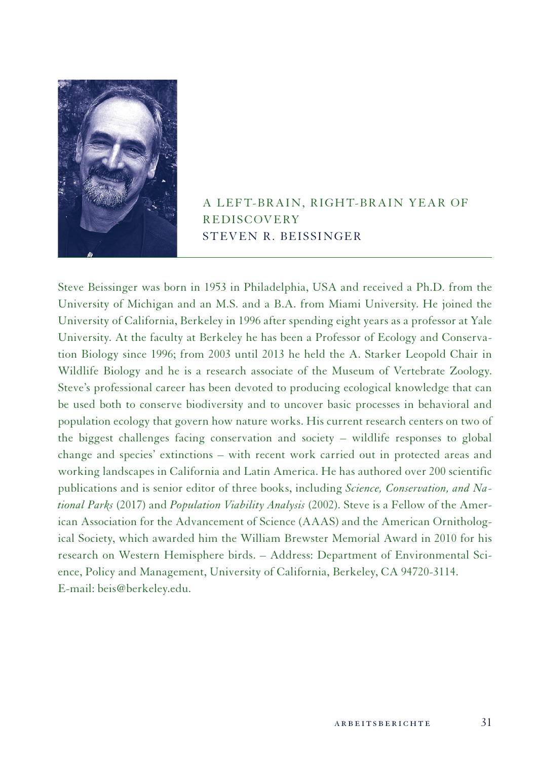# A LEFT-BRAIN, RIGHT-BRAIN YEAR OF REDISCOVERY

## STEVEN R. BEISSINGER

Steve Beissinger was born in 1953 in Philadelphia, USA and received a Ph.D. from the University of Michigan and an M.S. and a B.A. from Miami University. He joined the University of California, Berkeley in 1996 after spending eight years as a professor at Yale University. At the faculty at Berkeley he has been a Professor of Ecology and Conservation Biology since 1996; from 2003 until 2013 he held the A. Starker Leopold Chair in Wildlife Biology and he is a research associate of the Museum of Vertebrate Zoology. Steve's professional career has been devoted to producing ecological knowledge that can be used both to conserve biodiversity and to uncover basic processes in behavioral and population ecology that govern how nature works. His current research centers on two of the biggest challenges facing conservation and society – wildlife responses to global change and species' extinctions – with recent work carried out in protected areas and working landscapes in California and Latin America. He has authored over 200 scientific publications and is senior editor of three books, including *Science, Conservation, and National Parks* (2017) and *Population Viability Analysis* (2002). Steve is a Fellow of the American Association for the Advancement of Science (AAAS) and the American Ornithological Society, which awarded him the William Brewster Memorial Award in 2010 for his research on Western Hemisphere birds. – Address: Department of Environmental Science, Policy and Management, University of California, Berkeley, CA 94720-3114.
E-mail: beis@berkeley.edu.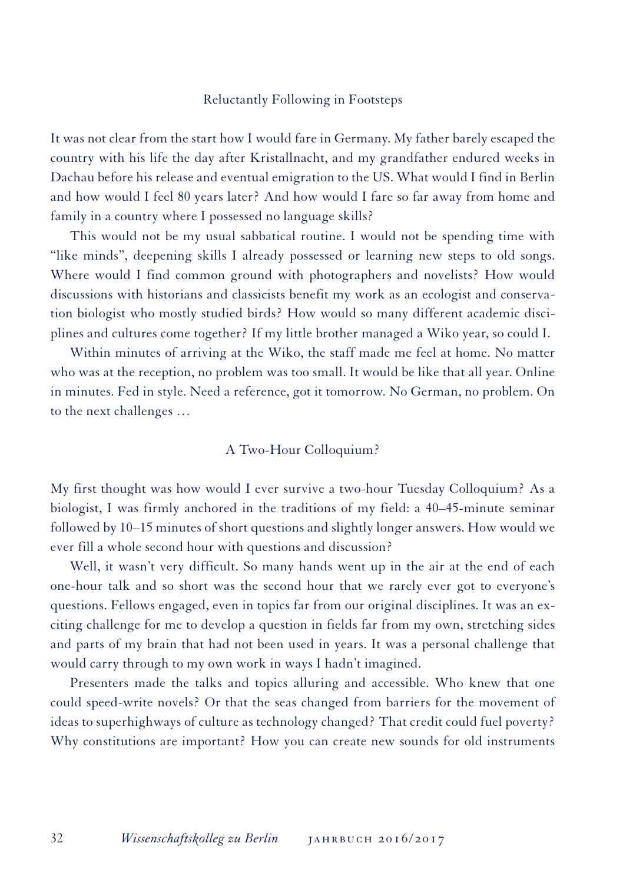## Reluctantly Following in Footsteps

It was not clear from the start how I would fare in Germany. My father barely escaped the country with his life the day after Kristallnacht, and my grandfather endured weeks in Dachau before his release and eventual emigration to the US. What would I find in Berlin and how would I feel 80 years later? And how would I fare so far away from home and family in a country where I possessed no language skills?

This would not be my usual sabbatical routine. I would not be spending time with "like minds", deepening skills I already possessed or learning new steps to old songs. Where would I find common ground with photographers and novelists? How would discussions with historians and classicists benefit my work as an ecologist and conservation biologist who mostly studied birds? How would so many different academic disciplines and cultures come together? If my little brother managed a Wiko year, so could I.

Within minutes of arriving at the Wiko, the staff made me feel at home. No matter who was at the reception, no problem was too small. It would be like that all year. Online in minutes. Fed in style. Need a reference, got it tomorrow. No German, no problem. On to the next challenges …

## A Two-Hour Colloquium?

My first thought was how would I ever survive a two-hour Tuesday Colloquium? As a biologist, I was firmly anchored in the traditions of my field: a 40–45-minute seminar followed by 10–15 minutes of short questions and slightly longer answers. How would we ever fill a whole second hour with questions and discussion?

Well, it wasn't very difficult. So many hands went up in the air at the end of each one-hour talk and so short was the second hour that we rarely ever got to everyone's questions. Fellows engaged, even in topics far from our original disciplines. It was an exciting challenge for me to develop a question in fields far from my own, stretching sides and parts of my brain that had not been used in years. It was a personal challenge that would carry through to my own work in ways I hadn't imagined.

Presenters made the talks and topics alluring and accessible. Who knew that one could speed-write novels? Or that the seas changed from barriers for the movement of ideas to superhighways of culture as technology changed? That credit could fuel poverty? Why constitutions are important? How you can create new sounds for old instruments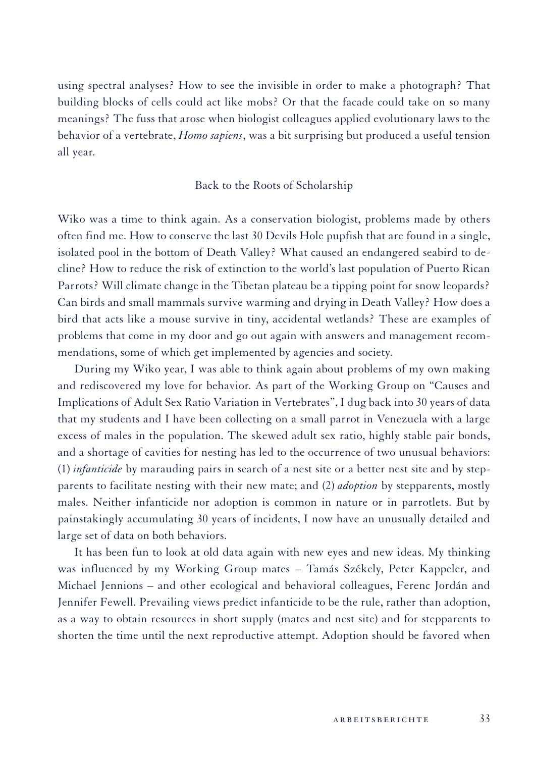using spectral analyses? How to see the invisible in order to make a photograph? That building blocks of cells could act like mobs? Or that the facade could take on so many meanings? The fuss that arose when biologist colleagues applied evolutionary laws to the behavior of a vertebrate, *Homo sapiens*, was a bit surprising but produced a useful tension all year.

## Back to the Roots of Scholarship

Wiko was a time to think again. As a conservation biologist, problems made by others often find me. How to conserve the last 30 Devils Hole pupfish that are found in a single, isolated pool in the bottom of Death Valley? What caused an endangered seabird to decline? How to reduce the risk of extinction to the world's last population of Puerto Rican Parrots? Will climate change in the Tibetan plateau be a tipping point for snow leopards? Can birds and small mammals survive warming and drying in Death Valley? How does a bird that acts like a mouse survive in tiny, accidental wetlands? These are examples of problems that come in my door and go out again with answers and management recommendations, some of which get implemented by agencies and society.

During my Wiko year, I was able to think again about problems of my own making and rediscovered my love for behavior. As part of the Working Group on "Causes and Implications of Adult Sex Ratio Variation in Vertebrates", I dug back into 30 years of data that my students and I have been collecting on a small parrot in Venezuela with a large excess of males in the population. The skewed adult sex ratio, highly stable pair bonds, and a shortage of cavities for nesting has led to the occurrence of two unusual behaviors: (1) *infanticide* by marauding pairs in search of a nest site or a better nest site and by stepparents to facilitate nesting with their new mate; and (2) *adoption* by stepparents, mostly males. Neither infanticide nor adoption is common in nature or in parrotlets. But by painstakingly accumulating 30 years of incidents, I now have an unusually detailed and large set of data on both behaviors.

It has been fun to look at old data again with new eyes and new ideas. My thinking was influenced by my Working Group mates – Tamás Székely, Peter Kappeler, and Michael Jennions – and other ecological and behavioral colleagues, Ferenc Jordán and Jennifer Fewell. Prevailing views predict infanticide to be the rule, rather than adoption, as a way to obtain resources in short supply (mates and nest site) and for stepparents to shorten the time until the next reproductive attempt. Adoption should be favored when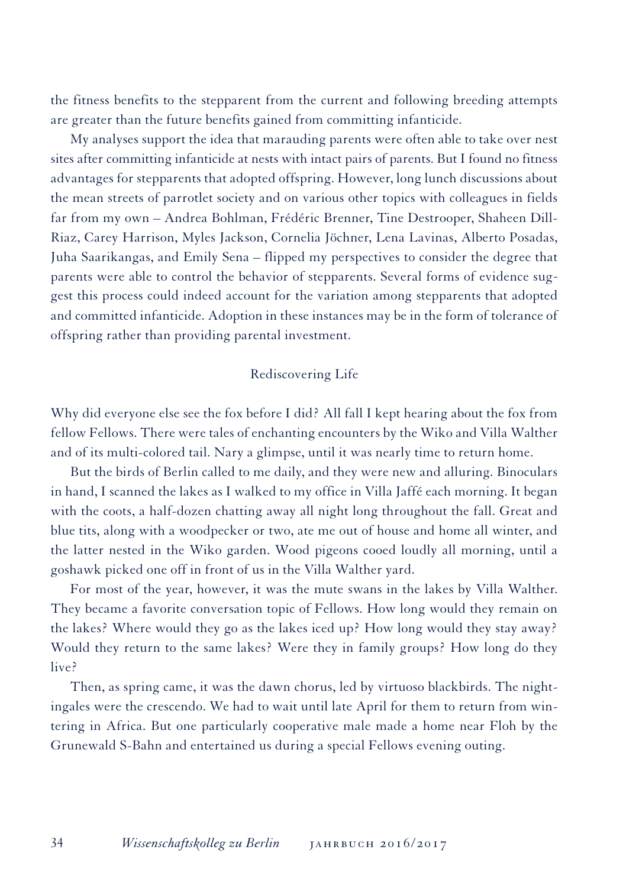the fitness benefits to the stepparent from the current and following breeding attempts are greater than the future benefits gained from committing infanticide.

My analyses support the idea that marauding parents were often able to take over nest sites after committing infanticide at nests with intact pairs of parents. But I found no fitness advantages for stepparents that adopted offspring. However, long lunch discussions about the mean streets of parrotlet society and on various other topics with colleagues in fields far from my own – Andrea Bohlman, Frédéric Brenner, Tine Destrooper, Shaheen Dill-Riaz, Carey Harrison, Myles Jackson, Cornelia Jöchner, Lena Lavinas, Alberto Posadas, Juha Saarikangas, and Emily Sena – flipped my perspectives to consider the degree that parents were able to control the behavior of stepparents. Several forms of evidence suggest this process could indeed account for the variation among stepparents that adopted and committed infanticide. Adoption in these instances may be in the form of tolerance of offspring rather than providing parental investment.

## Rediscovering Life

Why did everyone else see the fox before I did? All fall I kept hearing about the fox from fellow Fellows. There were tales of enchanting encounters by the Wiko and Villa Walther and of its multi-colored tail. Nary a glimpse, until it was nearly time to return home.

But the birds of Berlin called to me daily, and they were new and alluring. Binoculars in hand, I scanned the lakes as I walked to my office in Villa Jaffé each morning. It began with the coots, a half-dozen chatting away all night long throughout the fall. Great and blue tits, along with a woodpecker or two, ate me out of house and home all winter, and the latter nested in the Wiko garden. Wood pigeons cooed loudly all morning, until a goshawk picked one off in front of us in the Villa Walther yard.

For most of the year, however, it was the mute swans in the lakes by Villa Walther. They became a favorite conversation topic of Fellows. How long would they remain on the lakes? Where would they go as the lakes iced up? How long would they stay away? Would they return to the same lakes? Were they in family groups? How long do they live?

Then, as spring came, it was the dawn chorus, led by virtuoso blackbirds. The nightingales were the crescendo. We had to wait until late April for them to return from wintering in Africa. But one particularly cooperative male made a home near Floh by the Grunewald S-Bahn and entertained us during a special Fellows evening outing.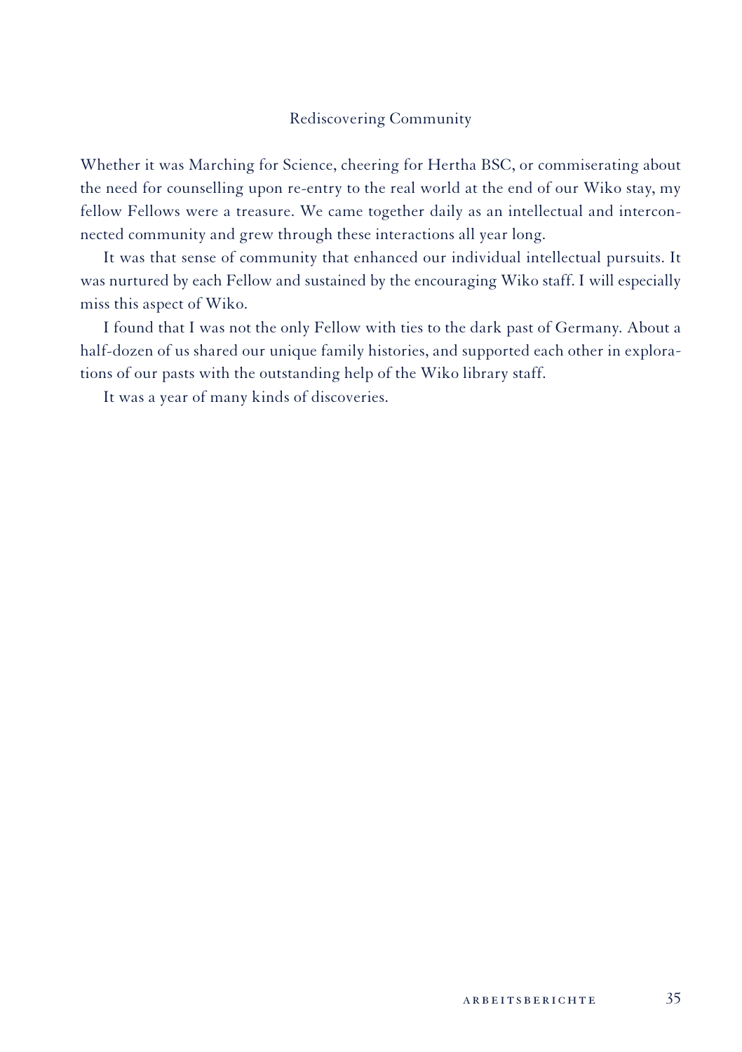### Rediscovering Community

Whether it was Marching for Science, cheering for Hertha BSC, or commiserating about the need for counselling upon re-entry to the real world at the end of our Wiko stay, my fellow Fellows were a treasure. We came together daily as an intellectual and interconnected community and grew through these interactions all year long.

It was that sense of community that enhanced our individual intellectual pursuits. It was nurtured by each Fellow and sustained by the encouraging Wiko staff. I will especially miss this aspect of Wiko.

I found that I was not the only Fellow with ties to the dark past of Germany. About a half-dozen of us shared our unique family histories, and supported each other in explorations of our pasts with the outstanding help of the Wiko library staff.

It was a year of many kinds of discoveries.